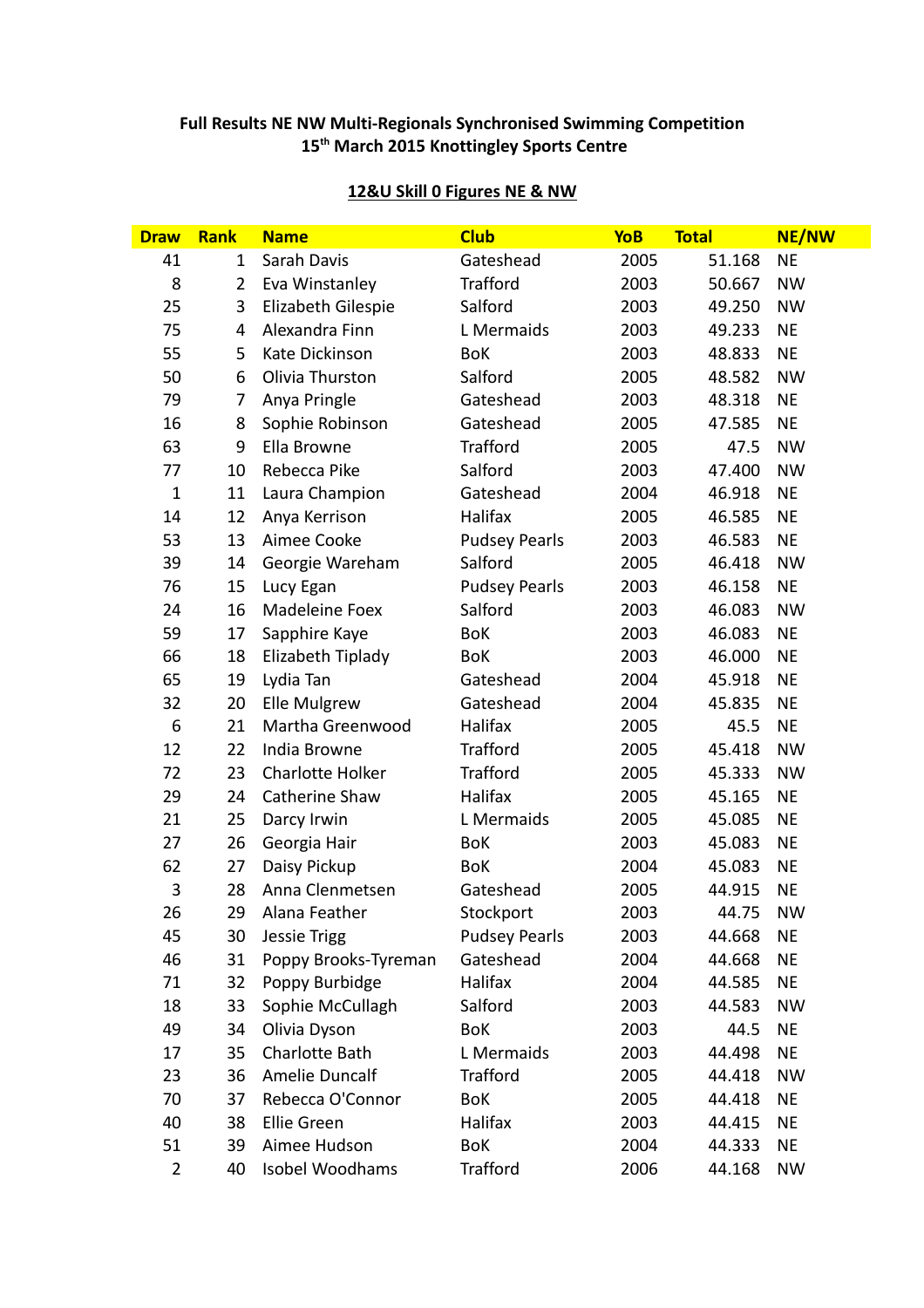**Full Results NE NW Multi-Regionals Synchronised Swimming Competition**
**15th March 2015 Knottingley Sports Centre**

## 12&U Skill 0 Figures NE & NW

| Draw | Rank | Name | Club | YoB | Total | NE/NW |
|---|---|---|---|---|---|---|
| 41 | 1 | Sarah Davis | Gateshead | 2005 | 51.168 | NE |
| 8 | 2 | Eva Winstanley | Trafford | 2003 | 50.667 | NW |
| 25 | 3 | Elizabeth Gilespie | Salford | 2003 | 49.250 | NW |
| 75 | 4 | Alexandra Finn | L Mermaids | 2003 | 49.233 | NE |
| 55 | 5 | Kate Dickinson | BoK | 2003 | 48.833 | NE |
| 50 | 6 | Olivia Thurston | Salford | 2005 | 48.582 | NW |
| 79 | 7 | Anya Pringle | Gateshead | 2003 | 48.318 | NE |
| 16 | 8 | Sophie Robinson | Gateshead | 2005 | 47.585 | NE |
| 63 | 9 | Ella Browne | Trafford | 2005 | 47.5 | NW |
| 77 | 10 | Rebecca Pike | Salford | 2003 | 47.400 | NW |
| 1 | 11 | Laura Champion | Gateshead | 2004 | 46.918 | NE |
| 14 | 12 | Anya Kerrison | Halifax | 2005 | 46.585 | NE |
| 53 | 13 | Aimee Cooke | Pudsey Pearls | 2003 | 46.583 | NE |
| 39 | 14 | Georgie Wareham | Salford | 2005 | 46.418 | NW |
| 76 | 15 | Lucy Egan | Pudsey Pearls | 2003 | 46.158 | NE |
| 24 | 16 | Madeleine Foex | Salford | 2003 | 46.083 | NW |
| 59 | 17 | Sapphire Kaye | BoK | 2003 | 46.083 | NE |
| 66 | 18 | Elizabeth Tiplady | BoK | 2003 | 46.000 | NE |
| 65 | 19 | Lydia Tan | Gateshead | 2004 | 45.918 | NE |
| 32 | 20 | Elle Mulgrew | Gateshead | 2004 | 45.835 | NE |
| 6 | 21 | Martha Greenwood | Halifax | 2005 | 45.5 | NE |
| 12 | 22 | India Browne | Trafford | 2005 | 45.418 | NW |
| 72 | 23 | Charlotte Holker | Trafford | 2005 | 45.333 | NW |
| 29 | 24 | Catherine Shaw | Halifax | 2005 | 45.165 | NE |
| 21 | 25 | Darcy Irwin | L Mermaids | 2005 | 45.085 | NE |
| 27 | 26 | Georgia Hair | BoK | 2003 | 45.083 | NE |
| 62 | 27 | Daisy Pickup | BoK | 2004 | 45.083 | NE |
| 3 | 28 | Anna Clenmetsen | Gateshead | 2005 | 44.915 | NE |
| 26 | 29 | Alana Feather | Stockport | 2003 | 44.75 | NW |
| 45 | 30 | Jessie Trigg | Pudsey Pearls | 2003 | 44.668 | NE |
| 46 | 31 | Poppy Brooks-Tyreman | Gateshead | 2004 | 44.668 | NE |
| 71 | 32 | Poppy Burbidge | Halifax | 2004 | 44.585 | NE |
| 18 | 33 | Sophie McCullagh | Salford | 2003 | 44.583 | NW |
| 49 | 34 | Olivia Dyson | BoK | 2003 | 44.5 | NE |
| 17 | 35 | Charlotte Bath | L Mermaids | 2003 | 44.498 | NE |
| 23 | 36 | Amelie Duncalf | Trafford | 2005 | 44.418 | NW |
| 70 | 37 | Rebecca O'Connor | BoK | 2005 | 44.418 | NE |
| 40 | 38 | Ellie Green | Halifax | 2003 | 44.415 | NE |
| 51 | 39 | Aimee Hudson | BoK | 2004 | 44.333 | NE |
| 2 | 40 | Isobel Woodhams | Trafford | 2006 | 44.168 | NW |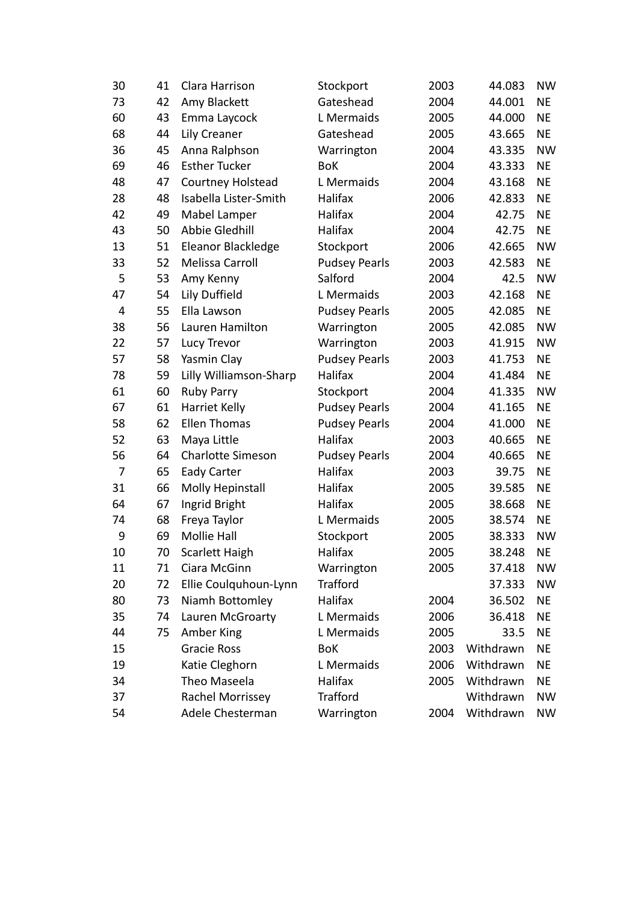| | | | | | | |
|---|---|---|---|---|---|---|
| 30 | 41 | Clara Harrison | Stockport | 2003 | 44.083 | NW |
| 73 | 42 | Amy Blackett | Gateshead | 2004 | 44.001 | NE |
| 60 | 43 | Emma Laycock | L Mermaids | 2005 | 44.000 | NE |
| 68 | 44 | Lily Creaner | Gateshead | 2005 | 43.665 | NE |
| 36 | 45 | Anna Ralphson | Warrington | 2004 | 43.335 | NW |
| 69 | 46 | Esther Tucker | BoK | 2004 | 43.333 | NE |
| 48 | 47 | Courtney Holstead | L Mermaids | 2004 | 43.168 | NE |
| 28 | 48 | Isabella Lister-Smith | Halifax | 2006 | 42.833 | NE |
| 42 | 49 | Mabel Lamper | Halifax | 2004 | 42.75 | NE |
| 43 | 50 | Abbie Gledhill | Halifax | 2004 | 42.75 | NE |
| 13 | 51 | Eleanor Blackledge | Stockport | 2006 | 42.665 | NW |
| 33 | 52 | Melissa Carroll | Pudsey Pearls | 2003 | 42.583 | NE |
| 5 | 53 | Amy Kenny | Salford | 2004 | 42.5 | NW |
| 47 | 54 | Lily Duffield | L Mermaids | 2003 | 42.168 | NE |
| 4 | 55 | Ella Lawson | Pudsey Pearls | 2005 | 42.085 | NE |
| 38 | 56 | Lauren Hamilton | Warrington | 2005 | 42.085 | NW |
| 22 | 57 | Lucy Trevor | Warrington | 2003 | 41.915 | NW |
| 57 | 58 | Yasmin Clay | Pudsey Pearls | 2003 | 41.753 | NE |
| 78 | 59 | Lilly Williamson-Sharp | Halifax | 2004 | 41.484 | NE |
| 61 | 60 | Ruby Parry | Stockport | 2004 | 41.335 | NW |
| 67 | 61 | Harriet Kelly | Pudsey Pearls | 2004 | 41.165 | NE |
| 58 | 62 | Ellen Thomas | Pudsey Pearls | 2004 | 41.000 | NE |
| 52 | 63 | Maya Little | Halifax | 2003 | 40.665 | NE |
| 56 | 64 | Charlotte Simeson | Pudsey Pearls | 2004 | 40.665 | NE |
| 7 | 65 | Eady Carter | Halifax | 2003 | 39.75 | NE |
| 31 | 66 | Molly Hepinstall | Halifax | 2005 | 39.585 | NE |
| 64 | 67 | Ingrid Bright | Halifax | 2005 | 38.668 | NE |
| 74 | 68 | Freya Taylor | L Mermaids | 2005 | 38.574 | NE |
| 9 | 69 | Mollie Hall | Stockport | 2005 | 38.333 | NW |
| 10 | 70 | Scarlett Haigh | Halifax | 2005 | 38.248 | NE |
| 11 | 71 | Ciara McGinn | Warrington | 2005 | 37.418 | NW |
| 20 | 72 | Ellie Coulquhoun-Lynn | Trafford | | 37.333 | NW |
| 80 | 73 | Niamh Bottomley | Halifax | 2004 | 36.502 | NE |
| 35 | 74 | Lauren McGroarty | L Mermaids | 2006 | 36.418 | NE |
| 44 | 75 | Amber King | L Mermaids | 2005 | 33.5 | NE |
| 15 | | Gracie Ross | BoK | 2003 | Withdrawn | NE |
| 19 | | Katie Cleghorn | L Mermaids | 2006 | Withdrawn | NE |
| 34 | | Theo Maseela | Halifax | 2005 | Withdrawn | NE |
| 37 | | Rachel Morrissey | Trafford | | Withdrawn | NW |
| 54 | | Adele Chesterman | Warrington | 2004 | Withdrawn | NW |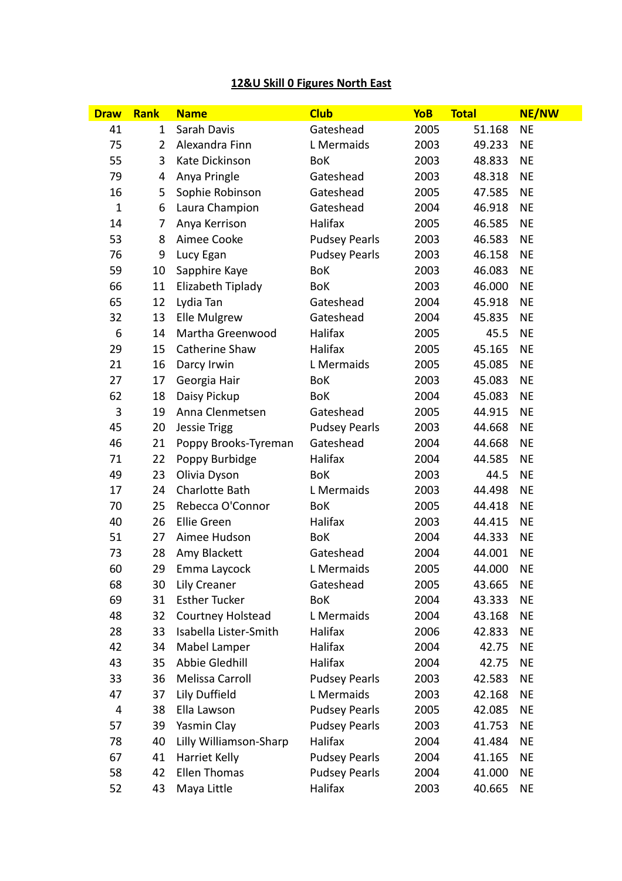**12&U Skill 0 Figures North East**

| Draw | Rank | Name | Club | YoB | Total | NE/NW |
|---|---|---|---|---|---|---|
| 41 | 1 | Sarah Davis | Gateshead | 2005 | 51.168 | NE |
| 75 | 2 | Alexandra Finn | L Mermaids | 2003 | 49.233 | NE |
| 55 | 3 | Kate Dickinson | BoK | 2003 | 48.833 | NE |
| 79 | 4 | Anya Pringle | Gateshead | 2003 | 48.318 | NE |
| 16 | 5 | Sophie Robinson | Gateshead | 2005 | 47.585 | NE |
| 1 | 6 | Laura Champion | Gateshead | 2004 | 46.918 | NE |
| 14 | 7 | Anya Kerrison | Halifax | 2005 | 46.585 | NE |
| 53 | 8 | Aimee Cooke | Pudsey Pearls | 2003 | 46.583 | NE |
| 76 | 9 | Lucy Egan | Pudsey Pearls | 2003 | 46.158 | NE |
| 59 | 10 | Sapphire Kaye | BoK | 2003 | 46.083 | NE |
| 66 | 11 | Elizabeth Tiplady | BoK | 2003 | 46.000 | NE |
| 65 | 12 | Lydia Tan | Gateshead | 2004 | 45.918 | NE |
| 32 | 13 | Elle Mulgrew | Gateshead | 2004 | 45.835 | NE |
| 6 | 14 | Martha Greenwood | Halifax | 2005 | 45.5 | NE |
| 29 | 15 | Catherine Shaw | Halifax | 2005 | 45.165 | NE |
| 21 | 16 | Darcy Irwin | L Mermaids | 2005 | 45.085 | NE |
| 27 | 17 | Georgia Hair | BoK | 2003 | 45.083 | NE |
| 62 | 18 | Daisy Pickup | BoK | 2004 | 45.083 | NE |
| 3 | 19 | Anna Clenmetsen | Gateshead | 2005 | 44.915 | NE |
| 45 | 20 | Jessie Trigg | Pudsey Pearls | 2003 | 44.668 | NE |
| 46 | 21 | Poppy Brooks-Tyreman | Gateshead | 2004 | 44.668 | NE |
| 71 | 22 | Poppy Burbidge | Halifax | 2004 | 44.585 | NE |
| 49 | 23 | Olivia Dyson | BoK | 2003 | 44.5 | NE |
| 17 | 24 | Charlotte Bath | L Mermaids | 2003 | 44.498 | NE |
| 70 | 25 | Rebecca O'Connor | BoK | 2005 | 44.418 | NE |
| 40 | 26 | Ellie Green | Halifax | 2003 | 44.415 | NE |
| 51 | 27 | Aimee Hudson | BoK | 2004 | 44.333 | NE |
| 73 | 28 | Amy Blackett | Gateshead | 2004 | 44.001 | NE |
| 60 | 29 | Emma Laycock | L Mermaids | 2005 | 44.000 | NE |
| 68 | 30 | Lily Creaner | Gateshead | 2005 | 43.665 | NE |
| 69 | 31 | Esther Tucker | BoK | 2004 | 43.333 | NE |
| 48 | 32 | Courtney Holstead | L Mermaids | 2004 | 43.168 | NE |
| 28 | 33 | Isabella Lister-Smith | Halifax | 2006 | 42.833 | NE |
| 42 | 34 | Mabel Lamper | Halifax | 2004 | 42.75 | NE |
| 43 | 35 | Abbie Gledhill | Halifax | 2004 | 42.75 | NE |
| 33 | 36 | Melissa Carroll | Pudsey Pearls | 2003 | 42.583 | NE |
| 47 | 37 | Lily Duffield | L Mermaids | 2003 | 42.168 | NE |
| 4 | 38 | Ella Lawson | Pudsey Pearls | 2005 | 42.085 | NE |
| 57 | 39 | Yasmin Clay | Pudsey Pearls | 2003 | 41.753 | NE |
| 78 | 40 | Lilly Williamson-Sharp | Halifax | 2004 | 41.484 | NE |
| 67 | 41 | Harriet Kelly | Pudsey Pearls | 2004 | 41.165 | NE |
| 58 | 42 | Ellen Thomas | Pudsey Pearls | 2004 | 41.000 | NE |
| 52 | 43 | Maya Little | Halifax | 2003 | 40.665 | NE |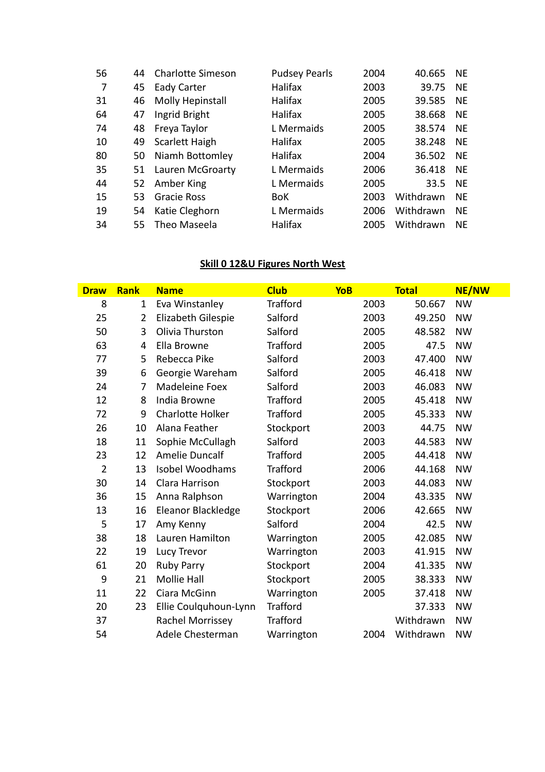| | | | | | | |
|---|---|---|---|---|---|---|
| 56 | 44 | Charlotte Simeson | Pudsey Pearls | 2004 | 40.665 | NE |
| 7 | 45 | Eady Carter | Halifax | 2003 | 39.75 | NE |
| 31 | 46 | Molly Hepinstall | Halifax | 2005 | 39.585 | NE |
| 64 | 47 | Ingrid Bright | Halifax | 2005 | 38.668 | NE |
| 74 | 48 | Freya Taylor | L Mermaids | 2005 | 38.574 | NE |
| 10 | 49 | Scarlett Haigh | Halifax | 2005 | 38.248 | NE |
| 80 | 50 | Niamh Bottomley | Halifax | 2004 | 36.502 | NE |
| 35 | 51 | Lauren McGroarty | L Mermaids | 2006 | 36.418 | NE |
| 44 | 52 | Amber King | L Mermaids | 2005 | 33.5 | NE |
| 15 | 53 | Gracie Ross | BoK | 2003 | Withdrawn | NE |
| 19 | 54 | Katie Cleghorn | L Mermaids | 2006 | Withdrawn | NE |
| 34 | 55 | Theo Maseela | Halifax | 2005 | Withdrawn | NE |

## Skill 0 12&U Figures North West

| Draw | Rank | Name | Club | YoB | Total | NE/NW |
|---|---|---|---|---|---|---|
| 8 | 1 | Eva Winstanley | Trafford | 2003 | 50.667 | NW |
| 25 | 2 | Elizabeth Gilespie | Salford | 2003 | 49.250 | NW |
| 50 | 3 | Olivia Thurston | Salford | 2005 | 48.582 | NW |
| 63 | 4 | Ella Browne | Trafford | 2005 | 47.5 | NW |
| 77 | 5 | Rebecca Pike | Salford | 2003 | 47.400 | NW |
| 39 | 6 | Georgie Wareham | Salford | 2005 | 46.418 | NW |
| 24 | 7 | Madeleine Foex | Salford | 2003 | 46.083 | NW |
| 12 | 8 | India Browne | Trafford | 2005 | 45.418 | NW |
| 72 | 9 | Charlotte Holker | Trafford | 2005 | 45.333 | NW |
| 26 | 10 | Alana Feather | Stockport | 2003 | 44.75 | NW |
| 18 | 11 | Sophie McCullagh | Salford | 2003 | 44.583 | NW |
| 23 | 12 | Amelie Duncalf | Trafford | 2005 | 44.418 | NW |
| 2 | 13 | Isobel Woodhams | Trafford | 2006 | 44.168 | NW |
| 30 | 14 | Clara Harrison | Stockport | 2003 | 44.083 | NW |
| 36 | 15 | Anna Ralphson | Warrington | 2004 | 43.335 | NW |
| 13 | 16 | Eleanor Blackledge | Stockport | 2006 | 42.665 | NW |
| 5 | 17 | Amy Kenny | Salford | 2004 | 42.5 | NW |
| 38 | 18 | Lauren Hamilton | Warrington | 2005 | 42.085 | NW |
| 22 | 19 | Lucy Trevor | Warrington | 2003 | 41.915 | NW |
| 61 | 20 | Ruby Parry | Stockport | 2004 | 41.335 | NW |
| 9 | 21 | Mollie Hall | Stockport | 2005 | 38.333 | NW |
| 11 | 22 | Ciara McGinn | Warrington | 2005 | 37.418 | NW |
| 20 | 23 | Ellie Coulquhoun-Lynn | Trafford | | 37.333 | NW |
| 37 | | Rachel Morrissey | Trafford | | Withdrawn | NW |
| 54 | | Adele Chesterman | Warrington | 2004 | Withdrawn | NW |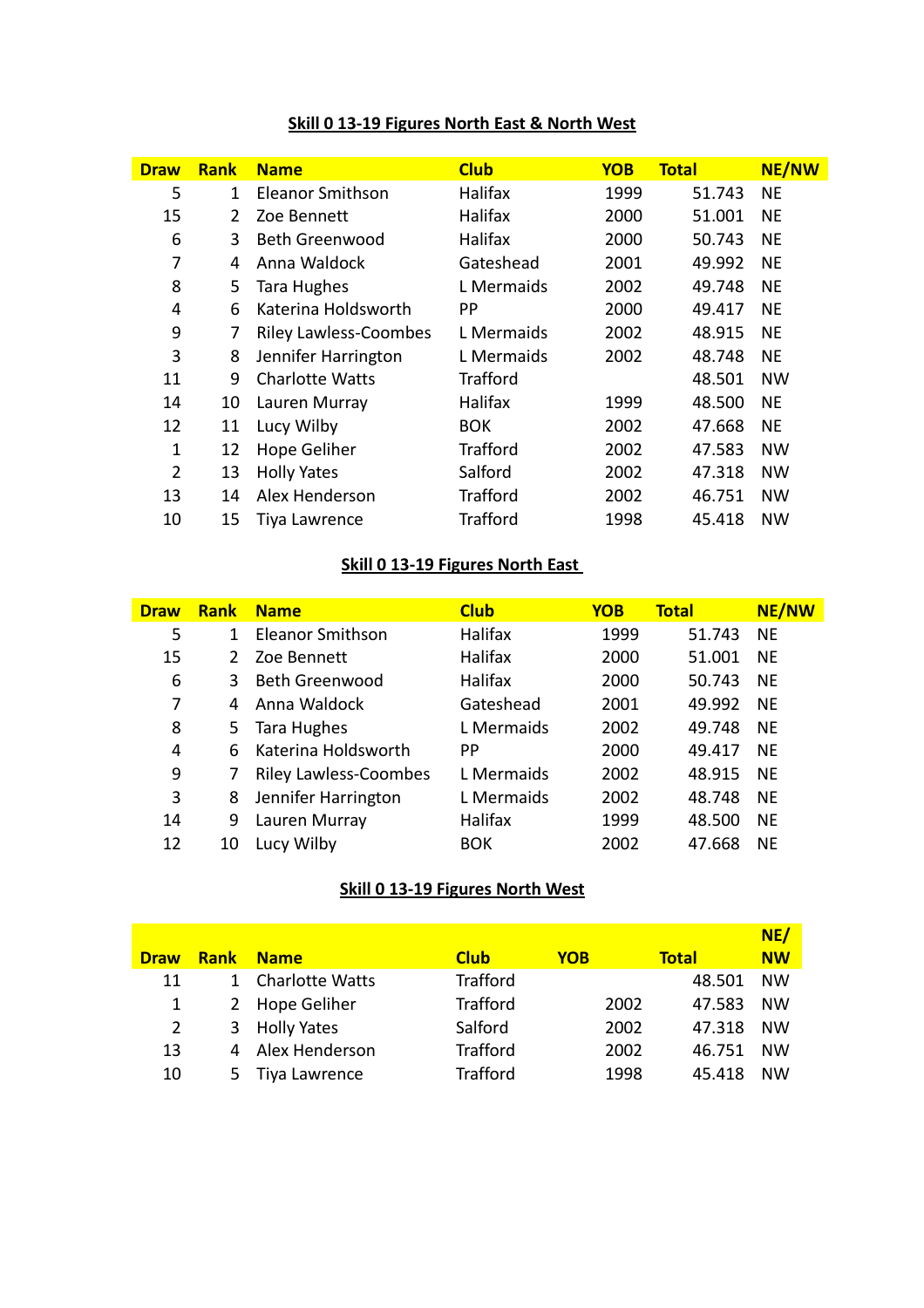## Skill 0 13-19 Figures North East & North West

| Draw | Rank | Name | Club | YOB | Total | NE/NW |
|---|---|---|---|---|---|---|
| 5 | 1 | Eleanor Smithson | Halifax | 1999 | 51.743 | NE |
| 15 | 2 | Zoe Bennett | Halifax | 2000 | 51.001 | NE |
| 6 | 3 | Beth Greenwood | Halifax | 2000 | 50.743 | NE |
| 7 | 4 | Anna Waldock | Gateshead | 2001 | 49.992 | NE |
| 8 | 5 | Tara Hughes | L Mermaids | 2002 | 49.748 | NE |
| 4 | 6 | Katerina Holdsworth | PP | 2000 | 49.417 | NE |
| 9 | 7 | Riley Lawless-Coombes | L Mermaids | 2002 | 48.915 | NE |
| 3 | 8 | Jennifer Harrington | L Mermaids | 2002 | 48.748 | NE |
| 11 | 9 | Charlotte Watts | Trafford | | 48.501 | NW |
| 14 | 10 | Lauren Murray | Halifax | 1999 | 48.500 | NE |
| 12 | 11 | Lucy Wilby | BOK | 2002 | 47.668 | NE |
| 1 | 12 | Hope Geliher | Trafford | 2002 | 47.583 | NW |
| 2 | 13 | Holly Yates | Salford | 2002 | 47.318 | NW |
| 13 | 14 | Alex Henderson | Trafford | 2002 | 46.751 | NW |
| 10 | 15 | Tiya Lawrence | Trafford | 1998 | 45.418 | NW |

## Skill 0 13-19 Figures North East

| Draw | Rank | Name | Club | YOB | Total | NE/NW |
|---|---|---|---|---|---|---|
| 5 | 1 | Eleanor Smithson | Halifax | 1999 | 51.743 | NE |
| 15 | 2 | Zoe Bennett | Halifax | 2000 | 51.001 | NE |
| 6 | 3 | Beth Greenwood | Halifax | 2000 | 50.743 | NE |
| 7 | 4 | Anna Waldock | Gateshead | 2001 | 49.992 | NE |
| 8 | 5 | Tara Hughes | L Mermaids | 2002 | 49.748 | NE |
| 4 | 6 | Katerina Holdsworth | PP | 2000 | 49.417 | NE |
| 9 | 7 | Riley Lawless-Coombes | L Mermaids | 2002 | 48.915 | NE |
| 3 | 8 | Jennifer Harrington | L Mermaids | 2002 | 48.748 | NE |
| 14 | 9 | Lauren Murray | Halifax | 1999 | 48.500 | NE |
| 12 | 10 | Lucy Wilby | BOK | 2002 | 47.668 | NE |

## Skill 0 13-19 Figures North West

| Draw | Rank | Name | Club | YOB | Total | NE/ NW |
|---|---|---|---|---|---|---|
| 11 | 1 | Charlotte Watts | Trafford | | 48.501 | NW |
| 1 | 2 | Hope Geliher | Trafford | 2002 | 47.583 | NW |
| 2 | 3 | Holly Yates | Salford | 2002 | 47.318 | NW |
| 13 | 4 | Alex Henderson | Trafford | 2002 | 46.751 | NW |
| 10 | 5 | Tiya Lawrence | Trafford | 1998 | 45.418 | NW |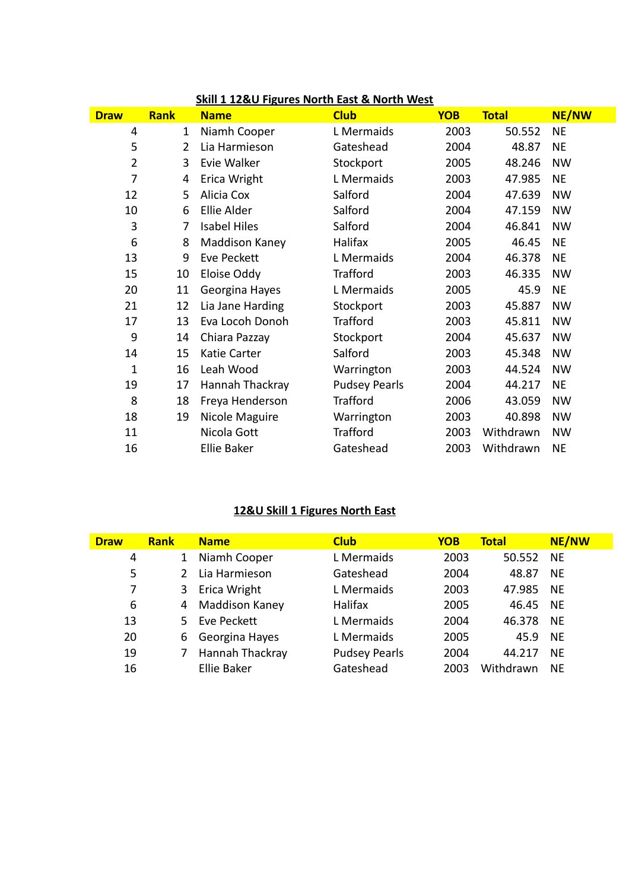## Skill 1 12&U Figures North East & North West

| Draw | Rank | Name | Club | YOB | Total | NE/NW |
|---|---|---|---|---|---|---|
| 4 | 1 | Niamh Cooper | L Mermaids | 2003 | 50.552 | NE |
| 5 | 2 | Lia Harmieson | Gateshead | 2004 | 48.87 | NE |
| 2 | 3 | Evie Walker | Stockport | 2005 | 48.246 | NW |
| 7 | 4 | Erica Wright | L Mermaids | 2003 | 47.985 | NE |
| 12 | 5 | Alicia Cox | Salford | 2004 | 47.639 | NW |
| 10 | 6 | Ellie Alder | Salford | 2004 | 47.159 | NW |
| 3 | 7 | Isabel Hiles | Salford | 2004 | 46.841 | NW |
| 6 | 8 | Maddison Kaney | Halifax | 2005 | 46.45 | NE |
| 13 | 9 | Eve Peckett | L Mermaids | 2004 | 46.378 | NE |
| 15 | 10 | Eloise Oddy | Trafford | 2003 | 46.335 | NW |
| 20 | 11 | Georgina Hayes | L Mermaids | 2005 | 45.9 | NE |
| 21 | 12 | Lia Jane Harding | Stockport | 2003 | 45.887 | NW |
| 17 | 13 | Eva Locoh Donoh | Trafford | 2003 | 45.811 | NW |
| 9 | 14 | Chiara Pazzay | Stockport | 2004 | 45.637 | NW |
| 14 | 15 | Katie Carter | Salford | 2003 | 45.348 | NW |
| 1 | 16 | Leah Wood | Warrington | 2003 | 44.524 | NW |
| 19 | 17 | Hannah Thackray | Pudsey Pearls | 2004 | 44.217 | NE |
| 8 | 18 | Freya Henderson | Trafford | 2006 | 43.059 | NW |
| 18 | 19 | Nicole Maguire | Warrington | 2003 | 40.898 | NW |
| 11 | | Nicola Gott | Trafford | 2003 | Withdrawn | NW |
| 16 | | Ellie Baker | Gateshead | 2003 | Withdrawn | NE |

## 12&U Skill 1 Figures North East

| Draw | Rank | Name | Club | YOB | Total | NE/NW |
|---|---|---|---|---|---|---|
| 4 | 1 | Niamh Cooper | L Mermaids | 2003 | 50.552 | NE |
| 5 | 2 | Lia Harmieson | Gateshead | 2004 | 48.87 | NE |
| 7 | 3 | Erica Wright | L Mermaids | 2003 | 47.985 | NE |
| 6 | 4 | Maddison Kaney | Halifax | 2005 | 46.45 | NE |
| 13 | 5 | Eve Peckett | L Mermaids | 2004 | 46.378 | NE |
| 20 | 6 | Georgina Hayes | L Mermaids | 2005 | 45.9 | NE |
| 19 | 7 | Hannah Thackray | Pudsey Pearls | 2004 | 44.217 | NE |
| 16 | | Ellie Baker | Gateshead | 2003 | Withdrawn | NE |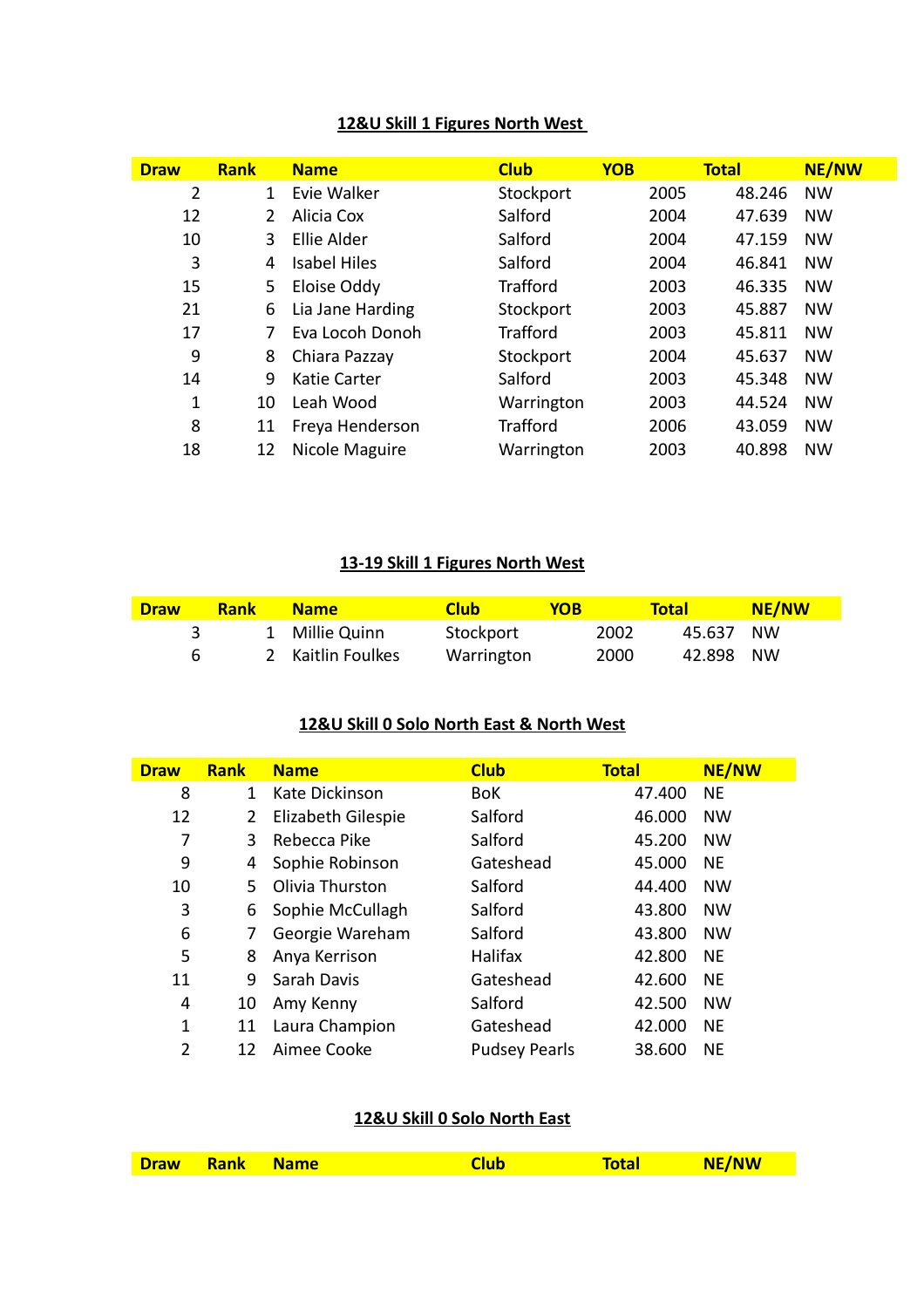### 12&U Skill 1 Figures North West

| Draw | Rank | Name | Club | YOB | Total | NE/NW |
|---|---|---|---|---|---|---|
| 2 | 1 | Evie Walker | Stockport | 2005 | 48.246 | NW |
| 12 | 2 | Alicia Cox | Salford | 2004 | 47.639 | NW |
| 10 | 3 | Ellie Alder | Salford | 2004 | 47.159 | NW |
| 3 | 4 | Isabel Hiles | Salford | 2004 | 46.841 | NW |
| 15 | 5 | Eloise Oddy | Trafford | 2003 | 46.335 | NW |
| 21 | 6 | Lia Jane Harding | Stockport | 2003 | 45.887 | NW |
| 17 | 7 | Eva Locoh Donoh | Trafford | 2003 | 45.811 | NW |
| 9 | 8 | Chiara Pazzay | Stockport | 2004 | 45.637 | NW |
| 14 | 9 | Katie Carter | Salford | 2003 | 45.348 | NW |
| 1 | 10 | Leah Wood | Warrington | 2003 | 44.524 | NW |
| 8 | 11 | Freya Henderson | Trafford | 2006 | 43.059 | NW |
| 18 | 12 | Nicole Maguire | Warrington | 2003 | 40.898 | NW |

### 13-19 Skill 1 Figures North West

| Draw | Rank | Name | Club | YOB | Total | NE/NW |
|---|---|---|---|---|---|---|
| 3 | 1 | Millie Quinn | Stockport | 2002 | 45.637 | NW |
| 6 | 2 | Kaitlin Foulkes | Warrington | 2000 | 42.898 | NW |

### 12&U Skill 0 Solo North East & North West

| Draw | Rank | Name | Club | Total | NE/NW |
|---|---|---|---|---|---|
| 8 | 1 | Kate Dickinson | BoK | 47.400 | NE |
| 12 | 2 | Elizabeth Gilespie | Salford | 46.000 | NW |
| 7 | 3 | Rebecca Pike | Salford | 45.200 | NW |
| 9 | 4 | Sophie Robinson | Gateshead | 45.000 | NE |
| 10 | 5 | Olivia Thurston | Salford | 44.400 | NW |
| 3 | 6 | Sophie McCullagh | Salford | 43.800 | NW |
| 6 | 7 | Georgie Wareham | Salford | 43.800 | NW |
| 5 | 8 | Anya Kerrison | Halifax | 42.800 | NE |
| 11 | 9 | Sarah Davis | Gateshead | 42.600 | NE |
| 4 | 10 | Amy Kenny | Salford | 42.500 | NW |
| 1 | 11 | Laura Champion | Gateshead | 42.000 | NE |
| 2 | 12 | Aimee Cooke | Pudsey Pearls | 38.600 | NE |

### 12&U Skill 0 Solo North East

| Draw | Rank | Name | Club | Total | NE/NW |
|---|---|---|---|---|---|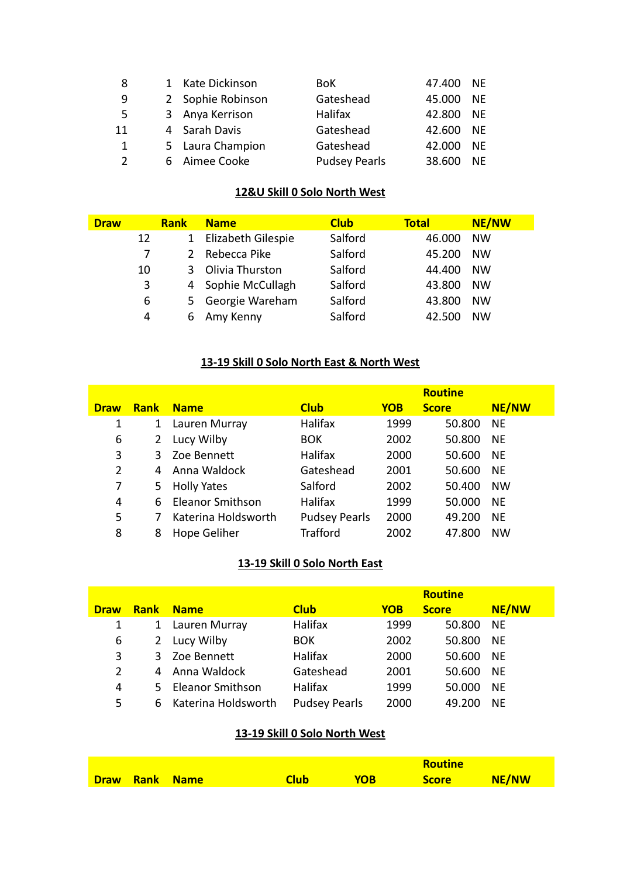| | | | | | |
|---|---|---|---|---|---|
| 8 | 1 | Kate Dickinson | BoK | 47.400 | NE |
| 9 | 2 | Sophie Robinson | Gateshead | 45.000 | NE |
| 5 | 3 | Anya Kerrison | Halifax | 42.800 | NE |
| 11 | 4 | Sarah Davis | Gateshead | 42.600 | NE |
| 1 | 5 | Laura Champion | Gateshead | 42.000 | NE |
| 2 | 6 | Aimee Cooke | Pudsey Pearls | 38.600 | NE |

## 12&U Skill 0 Solo North West

| Draw | Rank | Name | Club | Total | NE/NW |
|---|---|---|---|---|---|
| 12 | 1 | Elizabeth Gilespie | Salford | 46.000 | NW |
| 7 | 2 | Rebecca Pike | Salford | 45.200 | NW |
| 10 | 3 | Olivia Thurston | Salford | 44.400 | NW |
| 3 | 4 | Sophie McCullagh | Salford | 43.800 | NW |
| 6 | 5 | Georgie Wareham | Salford | 43.800 | NW |
| 4 | 6 | Amy Kenny | Salford | 42.500 | NW |

## 13-19 Skill 0 Solo North East & North West

| Draw | Rank | Name | Club | YOB | Routine Score | NE/NW |
|---|---|---|---|---|---|---|
| 1 | 1 | Lauren Murray | Halifax | 1999 | 50.800 | NE |
| 6 | 2 | Lucy Wilby | BOK | 2002 | 50.800 | NE |
| 3 | 3 | Zoe Bennett | Halifax | 2000 | 50.600 | NE |
| 2 | 4 | Anna Waldock | Gateshead | 2001 | 50.600 | NE |
| 7 | 5 | Holly Yates | Salford | 2002 | 50.400 | NW |
| 4 | 6 | Eleanor Smithson | Halifax | 1999 | 50.000 | NE |
| 5 | 7 | Katerina Holdsworth | Pudsey Pearls | 2000 | 49.200 | NE |
| 8 | 8 | Hope Geliher | Trafford | 2002 | 47.800 | NW |

## 13-19 Skill 0 Solo North East

| Draw | Rank | Name | Club | YOB | Routine Score | NE/NW |
|---|---|---|---|---|---|---|
| 1 | 1 | Lauren Murray | Halifax | 1999 | 50.800 | NE |
| 6 | 2 | Lucy Wilby | BOK | 2002 | 50.800 | NE |
| 3 | 3 | Zoe Bennett | Halifax | 2000 | 50.600 | NE |
| 2 | 4 | Anna Waldock | Gateshead | 2001 | 50.600 | NE |
| 4 | 5 | Eleanor Smithson | Halifax | 1999 | 50.000 | NE |
| 5 | 6 | Katerina Holdsworth | Pudsey Pearls | 2000 | 49.200 | NE |

## 13-19 Skill 0 Solo North West

| Draw | Rank | Name | Club | YOB | Routine Score | NE/NW |
|---|---|---|---|---|---|---|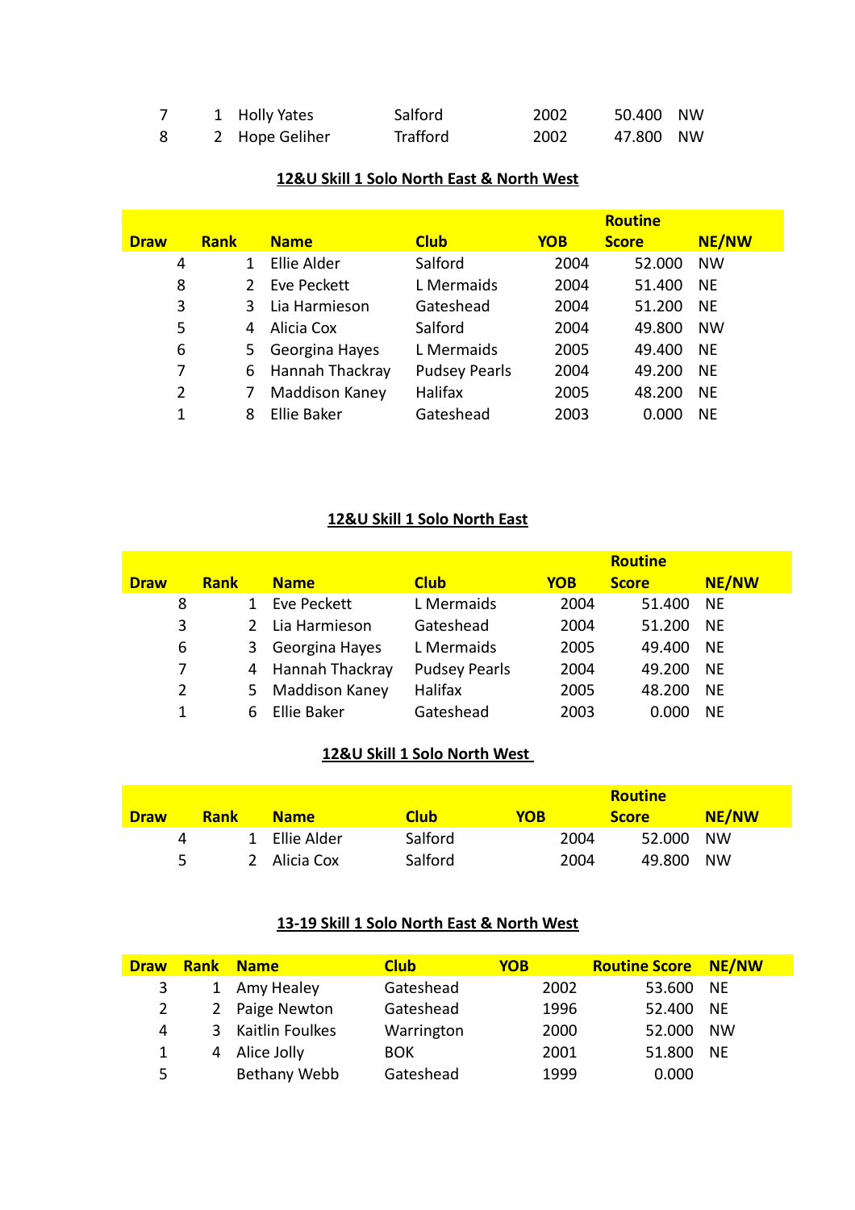| | | | | | | |
|---|---|---|---|---|---|---|
| 7 | 1 | Holly Yates | Salford | 2002 | 50.400 | NW |
| 8 | 2 | Hope Geliher | Trafford | 2002 | 47.800 | NW |

## 12&U Skill 1 Solo North East & North West

| Draw | Rank | Name | Club | YOB | Routine Score | NE/NW |
|---|---|---|---|---|---|---|
| 4 | 1 | Ellie Alder | Salford | 2004 | 52.000 | NW |
| 8 | 2 | Eve Peckett | L Mermaids | 2004 | 51.400 | NE |
| 3 | 3 | Lia Harmieson | Gateshead | 2004 | 51.200 | NE |
| 5 | 4 | Alicia Cox | Salford | 2004 | 49.800 | NW |
| 6 | 5 | Georgina Hayes | L Mermaids | 2005 | 49.400 | NE |
| 7 | 6 | Hannah Thackray | Pudsey Pearls | 2004 | 49.200 | NE |
| 2 | 7 | Maddison Kaney | Halifax | 2005 | 48.200 | NE |
| 1 | 8 | Ellie Baker | Gateshead | 2003 | 0.000 | NE |

## 12&U Skill 1 Solo North East

| Draw | Rank | Name | Club | YOB | Routine Score | NE/NW |
|---|---|---|---|---|---|---|
| 8 | 1 | Eve Peckett | L Mermaids | 2004 | 51.400 | NE |
| 3 | 2 | Lia Harmieson | Gateshead | 2004 | 51.200 | NE |
| 6 | 3 | Georgina Hayes | L Mermaids | 2005 | 49.400 | NE |
| 7 | 4 | Hannah Thackray | Pudsey Pearls | 2004 | 49.200 | NE |
| 2 | 5 | Maddison Kaney | Halifax | 2005 | 48.200 | NE |
| 1 | 6 | Ellie Baker | Gateshead | 2003 | 0.000 | NE |

## 12&U Skill 1 Solo North West

| Draw | Rank | Name | Club | YOB | Routine Score | NE/NW |
|---|---|---|---|---|---|---|
| 4 | 1 | Ellie Alder | Salford | 2004 | 52.000 | NW |
| 5 | 2 | Alicia Cox | Salford | 2004 | 49.800 | NW |

## 13-19 Skill 1 Solo North East & North West

| Draw | Rank | Name | Club | YOB | Routine Score | NE/NW |
|---|---|---|---|---|---|---|
| 3 | 1 | Amy Healey | Gateshead | 2002 | 53.600 | NE |
| 2 | 2 | Paige Newton | Gateshead | 1996 | 52.400 | NE |
| 4 | 3 | Kaitlin Foulkes | Warrington | 2000 | 52.000 | NW |
| 1 | 4 | Alice Jolly | BOK | 2001 | 51.800 | NE |
| 5 | | Bethany Webb | Gateshead | 1999 | 0.000 | |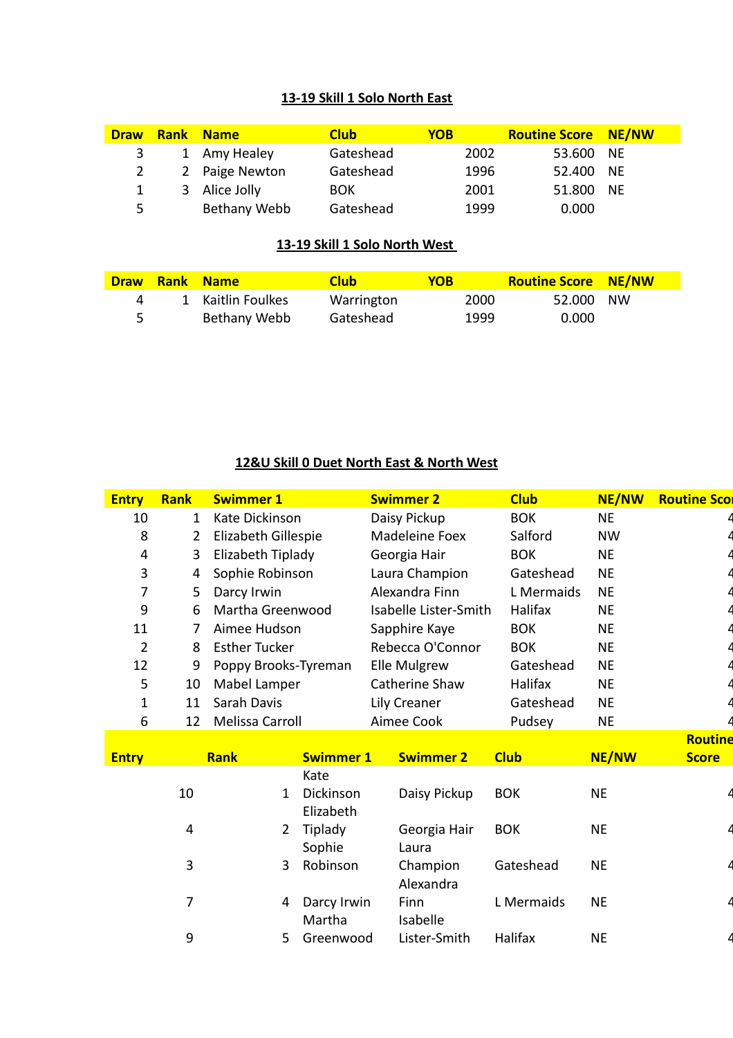### 13-19 Skill 1 Solo North East

| Draw | Rank | Name | Club | YOB | Routine Score | NE/NW |
|---|---|---|---|---|---|---|
| 3 | 1 | Amy Healey | Gateshead | 2002 | 53.600 | NE |
| 2 | 2 | Paige Newton | Gateshead | 1996 | 52.400 | NE |
| 1 | 3 | Alice Jolly | BOK | 2001 | 51.800 | NE |
| 5 | | Bethany Webb | Gateshead | 1999 | 0.000 | |

### 13-19 Skill 1 Solo North West

| Draw | Rank | Name | Club | YOB | Routine Score | NE/NW |
|---|---|---|---|---|---|---|
| 4 | 1 | Kaitlin Foulkes | Warrington | 2000 | 52.000 | NW |
| 5 | | Bethany Webb | Gateshead | 1999 | 0.000 | |

### 12&U Skill 0 Duet North East & North West

| Entry | Rank | Swimmer 1 | Swimmer 2 | Club | NE/NW | Routine Sco |
|---|---|---|---|---|---|---|
| 10 | 1 | Kate Dickinson | Daisy Pickup | BOK | NE | 4 |
| 8 | 2 | Elizabeth Gillespie | Madeleine Foex | Salford | NW | 4 |
| 4 | 3 | Elizabeth Tiplady | Georgia Hair | BOK | NE | 4 |
| 3 | 4 | Sophie Robinson | Laura Champion | Gateshead | NE | 4 |
| 7 | 5 | Darcy Irwin | Alexandra Finn | L Mermaids | NE | 4 |
| 9 | 6 | Martha Greenwood | Isabelle Lister-Smith | Halifax | NE | 4 |
| 11 | 7 | Aimee Hudson | Sapphire Kaye | BOK | NE | 4 |
| 2 | 8 | Esther Tucker | Rebecca O'Connor | BOK | NE | 4 |
| 12 | 9 | Poppy Brooks-Tyreman | Elle Mulgrew | Gateshead | NE | 4 |
| 5 | 10 | Mabel Lamper | Catherine Shaw | Halifax | NE | 4 |
| 1 | 11 | Sarah Davis | Lily Creaner | Gateshead | NE | 4 |
| 6 | 12 | Melissa Carroll | Aimee Cook | Pudsey | NE | 4 |

| Entry | Rank | Swimmer 1 | Swimmer 2 | Club | NE/NW | Routine Score |
|---|---|---|---|---|---|---|
| 10 | 1 | Kate Dickinson | Daisy Pickup | BOK | NE | 4 |
| 4 | 2 | Elizabeth Tiplady | Georgia Hair | BOK | NE | 4 |
| 3 | 3 | Sophie Robinson | Laura Champion | Gateshead | NE | 4 |
| 7 | 4 | Darcy Irwin | Alexandra Finn | L Mermaids | NE | 4 |
| 9 | 5 | Martha Greenwood | Isabelle Lister-Smith | Halifax | NE | 4 |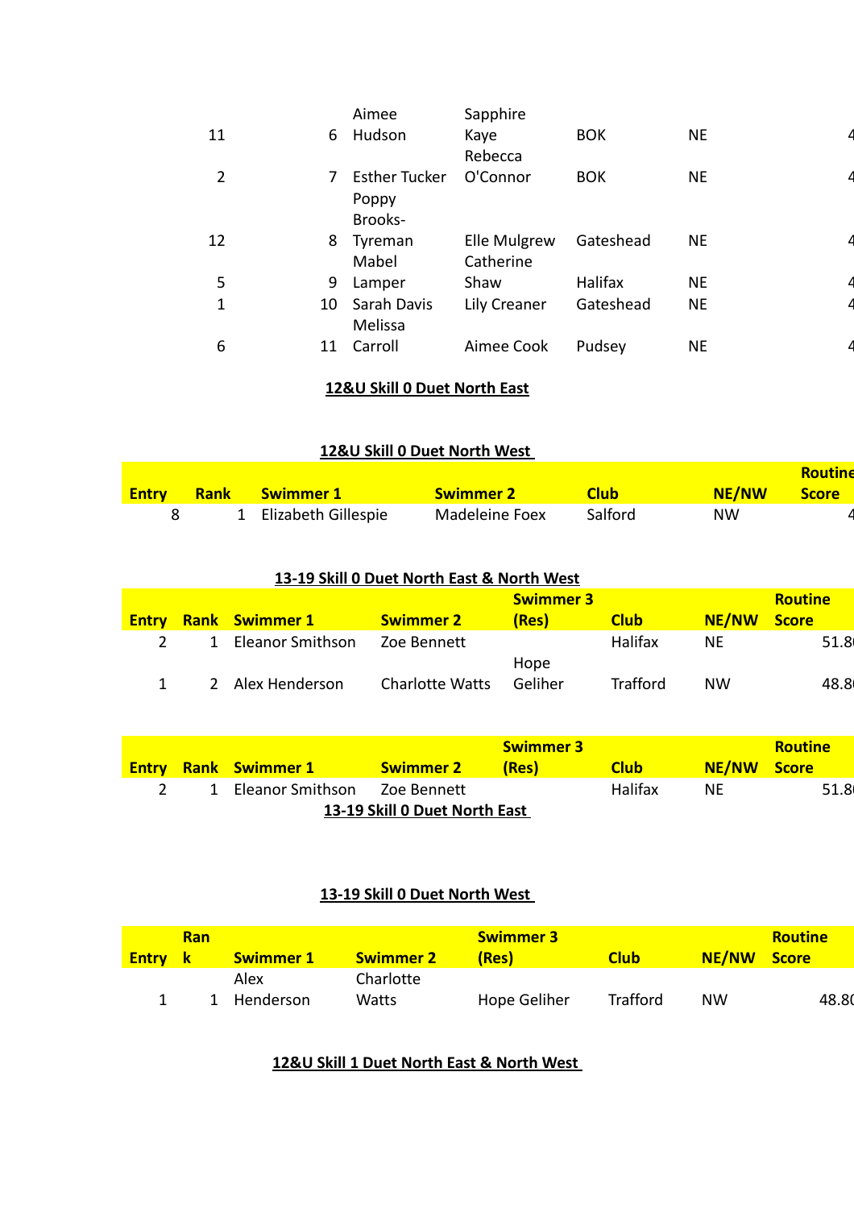| Entry | Rank | Swimmer 1 | Swimmer 2 | Club | NE/NW | Routine Score |
|---|---|---|---|---|---|---|
| 11 | 6 | Aimee Hudson | Sapphire Kaye | BOK | NE | 4 |
| 2 | 7 | Esther Tucker | Rebecca O'Connor | BOK | NE | 4 |
| 12 | 8 | Poppy Brooks-Tyreman | Elle Mulgrew | Gateshead | NE | 4 |
| 5 | 9 | Mabel Lamper | Catherine Shaw | Halifax | NE | 4 |
| 1 | 10 | Sarah Davis | Lily Creaner | Gateshead | NE | 4 |
| 6 | 11 | Melissa Carroll | Aimee Cook | Pudsey | NE | 4 |

**12&U Skill 0 Duet North East**

**12&U Skill 0 Duet North West**

| Entry | Rank | Swimmer 1 | Swimmer 2 | Club | NE/NW | Routine Score |
|---|---|---|---|---|---|---|
| 8 | 1 | Elizabeth Gillespie | Madeleine Foex | Salford | NW | 4 |

**13-19 Skill 0 Duet North East & North West**

| Entry | Rank | Swimmer 1 | Swimmer 2 | Swimmer 3 (Res) | Club | NE/NW | Routine Score |
|---|---|---|---|---|---|---|---|
| 2 | 1 | Eleanor Smithson | Zoe Bennett | | Halifax | NE | 51.8 |
| 1 | 2 | Alex Henderson | Charlotte Watts | Hope Geliher | Trafford | NW | 48.8 |

**13-19 Skill 0 Duet North East**

| Entry | Rank | Swimmer 1 | Swimmer 2 | Swimmer 3 (Res) | Club | NE/NW | Routine Score |
|---|---|---|---|---|---|---|---|
| 2 | 1 | Eleanor Smithson | Zoe Bennett | | Halifax | NE | 51.8 |

**13-19 Skill 0 Duet North West**

| Entry | Rank | Swimmer 1 | Swimmer 2 | Swimmer 3 (Res) | Club | NE/NW | Routine Score |
|---|---|---|---|---|---|---|---|
| 1 | 1 | Alex Henderson | Charlotte Watts | Hope Geliher | Trafford | NW | 48.80 |

**12&U Skill 1 Duet North East & North West**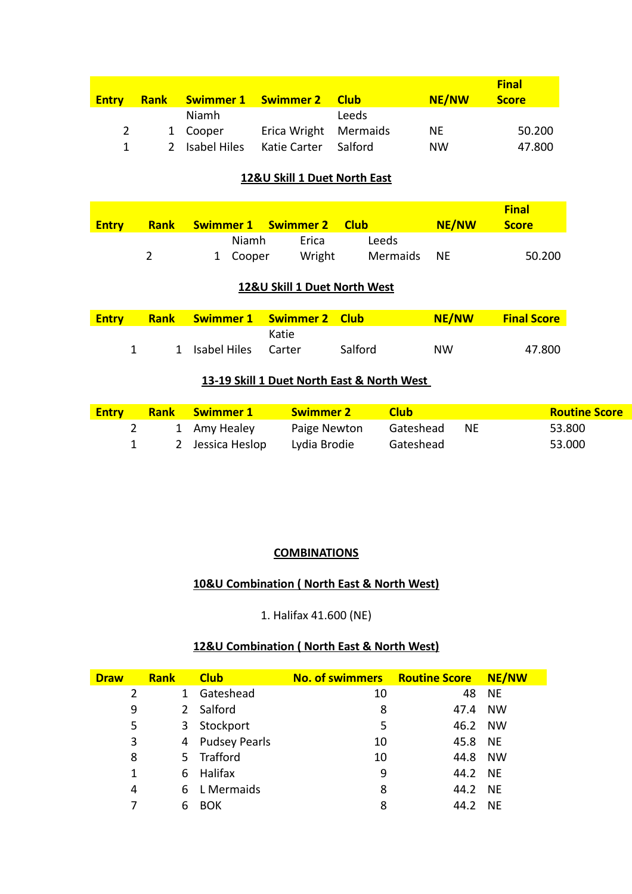| Entry | Rank | Swimmer 1 | Swimmer 2 | Club | NE/NW | Final Score |
|---|---|---|---|---|---|---|
| 2 | 1 | Niamh Cooper | Erica Wright | Leeds Mermaids | NE | 50.200 |
| 1 | 2 | Isabel Hiles | Katie Carter | Salford | NW | 47.800 |

## 12&U Skill 1 Duet North East

| Entry | Rank | Swimmer 1 | Swimmer 2 | Club | NE/NW | Final Score |
|---|---|---|---|---|---|---|
| 2 | 1 | Niamh Cooper | Erica Wright | Leeds Mermaids | NE | 50.200 |

## 12&U Skill 1 Duet North West

| Entry | Rank | Swimmer 1 | Swimmer 2 | Club | NE/NW | Final Score |
|---|---|---|---|---|---|---|
| 1 | 1 | Isabel Hiles | Katie Carter | Salford | NW | 47.800 |

## 13-19 Skill 1 Duet North East & North West

| Entry | Rank | Swimmer 1 | Swimmer 2 | Club | | Routine Score |
|---|---|---|---|---|---|---|
| 2 | 1 | Amy Healey | Paige Newton | Gateshead | NE | 53.800 |
| 1 | 2 | Jessica Heslop | Lydia Brodie | Gateshead | | 53.000 |

# COMBINATIONS

## 10&U Combination ( North East & North West)

1. Halifax 41.600 (NE)

## 12&U Combination ( North East & North West)

| Draw | Rank | Club | No. of swimmers | Routine Score | NE/NW |
|---|---|---|---|---|---|
| 2 | 1 | Gateshead | 10 | 48 | NE |
| 9 | 2 | Salford | 8 | 47.4 | NW |
| 5 | 3 | Stockport | 5 | 46.2 | NW |
| 3 | 4 | Pudsey Pearls | 10 | 45.8 | NE |
| 8 | 5 | Trafford | 10 | 44.8 | NW |
| 1 | 6 | Halifax | 9 | 44.2 | NE |
| 4 | 6 | L Mermaids | 8 | 44.2 | NE |
| 7 | 6 | BOK | 8 | 44.2 | NE |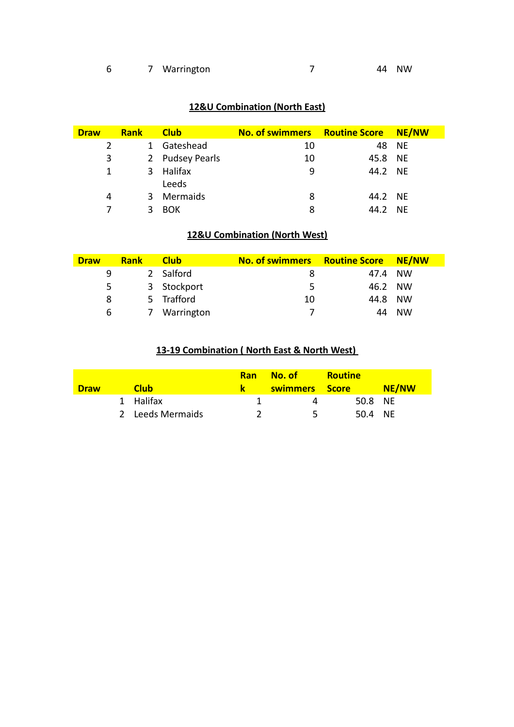| | | | | | |
|---|---|---|---|---|---|
| 6 | 7 | Warrington | 7 | 44 | NW |

## 12&U Combination (North East)

| Draw | Rank | Club | No. of swimmers | Routine Score | NE/NW |
|---|---|---|---|---|---|
| 2 | 1 | Gateshead | 10 | 48 | NE |
| 3 | 2 | Pudsey Pearls | 10 | 45.8 | NE |
| 1 | 3 | Halifax | 9 | 44.2 | NE |
| 4 | 3 | Leeds Mermaids | 8 | 44.2 | NE |
| 7 | 3 | BOK | 8 | 44.2 | NE |

## 12&U Combination (North West)

| Draw | Rank | Club | No. of swimmers | Routine Score | NE/NW |
|---|---|---|---|---|---|
| 9 | 2 | Salford | 8 | 47.4 | NW |
| 5 | 3 | Stockport | 5 | 46.2 | NW |
| 8 | 5 | Trafford | 10 | 44.8 | NW |
| 6 | 7 | Warrington | 7 | 44 | NW |

## 13-19 Combination ( North East & North West)

| Draw | Club | Rank | No. of swimmers | Routine Score | NE/NW |
|---|---|---|---|---|---|
| 1 | Halifax | 1 | 4 | 50.8 | NE |
| 2 | Leeds Mermaids | 2 | 5 | 50.4 | NE |